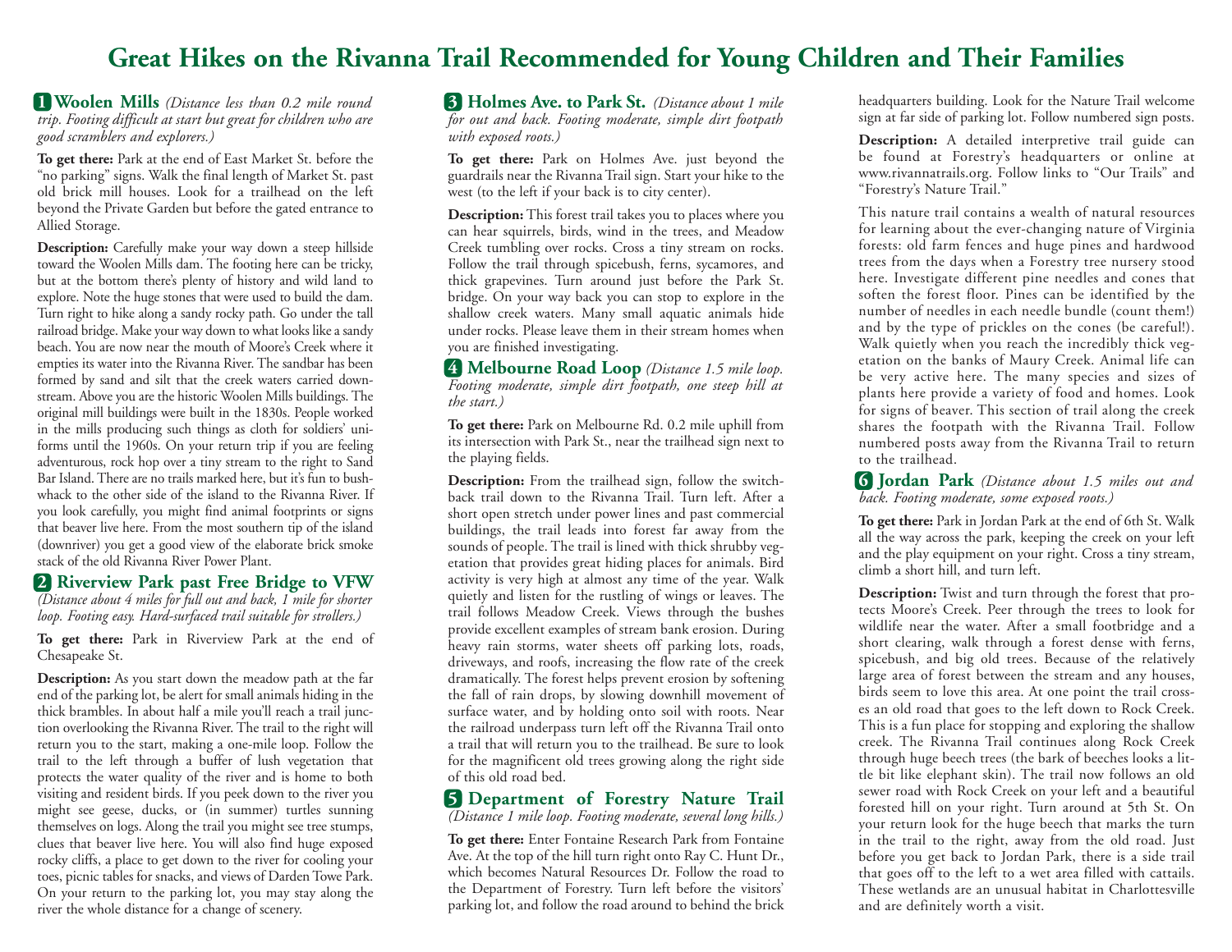# Great Hikes on the Rivanna Trail Recommended for Young Children and Their Families

## 1 Woolen Mills *(Distance less than 0.2 mile round trip. Footing difficult at start but great for children who are good scramblers and explorers.)*

**To get there:** Park at the end of East Market St. before the "no parking" signs. Walk the final length of Market St. past old brick mill houses. Look for a trailhead on the left beyond the Private Garden but before the gated entrance to Allied Storage.

**Description:** Carefully make your way down a steep hillside toward the Woolen Mills dam. The footing here can be tricky, but at the bottom there's plenty of history and wild land to explore. Note the huge stones that were used to build the dam. Turn right to hike along a sandy rocky path. Go under the tall railroad bridge. Make your way down to what looks like a sandy beach. You are now near the mouth of Moore's Creek where it empties its water into the Rivanna River. The sandbar has been formed by sand and silt that the creek waters carried downstream. Above you are the historic Woolen Mills buildings. The original mill buildings were built in the 1830s. People worked in the mills producing such things as cloth for soldiers' uniforms until the 1960s. On your return trip if you are feeling adventurous, rock hop over a tiny stream to the right to Sand Bar Island. There are no trails marked here, but it's fun to bushwhack to the other side of the island to the Rivanna River. If you look carefully, you might find animal footprints or signs that beaver live here. From the most southern tip of the island (downriver) you get a good view of the elaborate brick smoke stack of the old Rivanna River Power Plant.

## 2 Riverview Park past Free Bridge to VFW *(Distance about 4 miles for full out and back, 1 mile for shorter loop. Footing easy. Hard-surfaced trail suitable for strollers.)*

**To get there:** Park in Riverview Park at the end of Chesapeake St.

**Description:** As you start down the meadow path at the far end of the parking lot, be alert for small animals hiding in the thick brambles. In about half a mile you'll reach a trail junction overlooking the Rivanna River. The trail to the right will return you to the start, making a one-mile loop. Follow the trail to the left through a buffer of lush vegetation that protects the water quality of the river and is home to both visiting and resident birds. If you peek down to the river you might see geese, ducks, or (in summer) turtles sunning themselves on logs. Along the trail you might see tree stumps, clues that beaver live here. You will also find huge exposed rocky cliffs, a place to get down to the river for cooling your toes, picnic tables for snacks, and views of Darden Towe Park. On your return to the parking lot, you may stay along the river the whole distance for a change of scenery.

## 3 Holmes Ave. to Park St. *(Distance about 1 mile for out and back. Footing moderate, simple dirt footpath with exposed roots.)*

**To get there:** Park on Holmes Ave. just beyond the guardrails near the Rivanna Trail sign. Start your hike to the west (to the left if your back is to city center).

**Description:** This forest trail takes you to places where you can hear squirrels, birds, wind in the trees, and Meadow Creek tumbling over rocks. Cross a tiny stream on rocks. Follow the trail through spicebush, ferns, sycamores, and thick grapevines. Turn around just before the Park St. bridge. On your way back you can stop to explore in the shallow creek waters. Many small aquatic animals hide under rocks. Please leave them in their stream homes when you are finished investigating.

## 4 Melbourne Road Loop *(Distance 1.5 mile loop. Footing moderate, simple dirt footpath, one steep hill at the start.)*

**To get there:** Park on Melbourne Rd. 0.2 mile uphill from its intersection with Park St., near the trailhead sign next to the playing fields.

**Description:** From the trailhead sign, follow the switchback trail down to the Rivanna Trail. Turn left. After a short open stretch under power lines and past commercial buildings, the trail leads into forest far away from the sounds of people. The trail is lined with thick shrubby vegetation that provides great hiding places for animals. Bird activity is very high at almost any time of the year. Walk quietly and listen for the rustling of wings or leaves. The trail follows Meadow Creek. Views through the bushes provide excellent examples of stream bank erosion. During heavy rain storms, water sheets off parking lots, roads, driveways, and roofs, increasing the flow rate of the creek dramatically. The forest helps prevent erosion by softening the fall of rain drops, by slowing downhill movement of surface water, and by holding onto soil with roots. Near the railroad underpass turn left off the Rivanna Trail onto a trail that will return you to the trailhead. Be sure to look for the magnificent old trees growing along the right side of this old road bed.

## 5 Department of Forestry Nature Trail *(Distance 1 mile loop. Footing moderate, several long hills.)*

**To get there:** Enter Fontaine Research Park from Fontaine Ave. At the top of the hill turn right onto Ray C. Hunt Dr., which becomes Natural Resources Dr. Follow the road to the Department of Forestry. Turn left before the visitors' parking lot, and follow the road around to behind the brick headquarters building. Look for the Nature Trail welcome sign at far side of parking lot. Follow numbered sign posts.

**Description:** A detailed interpretive trail guide can be found at Forestry's headquarters or online at www.rivannatrails.org. Follow links to "Our Trails" and "Forestry's Nature Trail."

This nature trail contains a wealth of natural resources for learning about the ever-changing nature of Virginia forests: old farm fences and huge pines and hardwood trees from the days when a Forestry tree nursery stood here. Investigate different pine needles and cones that soften the forest floor. Pines can be identified by the number of needles in each needle bundle (count them!) and by the type of prickles on the cones (be careful!). Walk quietly when you reach the incredibly thick vegetation on the banks of Maury Creek. Animal life can be very active here. The many species and sizes of plants here provide a variety of food and homes. Look for signs of beaver. This section of trail along the creek shares the footpath with the Rivanna Trail. Follow numbered posts away from the Rivanna Trail to return to the trailhead.

## 6 Jordan Park *(Distance about 1.5 miles out and back. Footing moderate, some exposed roots.)*

**To get there:** Park in Jordan Park at the end of 6th St. Walk all the way across the park, keeping the creek on your left and the play equipment on your right. Cross a tiny stream, climb a short hill, and turn left.

**Description:** Twist and turn through the forest that protects Moore's Creek. Peer through the trees to look for wildlife near the water. After a small footbridge and a short clearing, walk through a forest dense with ferns, spicebush, and big old trees. Because of the relatively large area of forest between the stream and any houses, birds seem to love this area. At one point the trail crosses an old road that goes to the left down to Rock Creek. This is a fun place for stopping and exploring the shallow creek. The Rivanna Trail continues along Rock Creek through huge beech trees (the bark of beeches looks a little bit like elephant skin). The trail now follows an old sewer road with Rock Creek on your left and a beautiful forested hill on your right. Turn around at 5th St. On your return look for the huge beech that marks the turn in the trail to the right, away from the old road. Just before you get back to Jordan Park, there is a side trail that goes off to the left to a wet area filled with cattails. These wetlands are an unusual habitat in Charlottesville and are definitely worth a visit.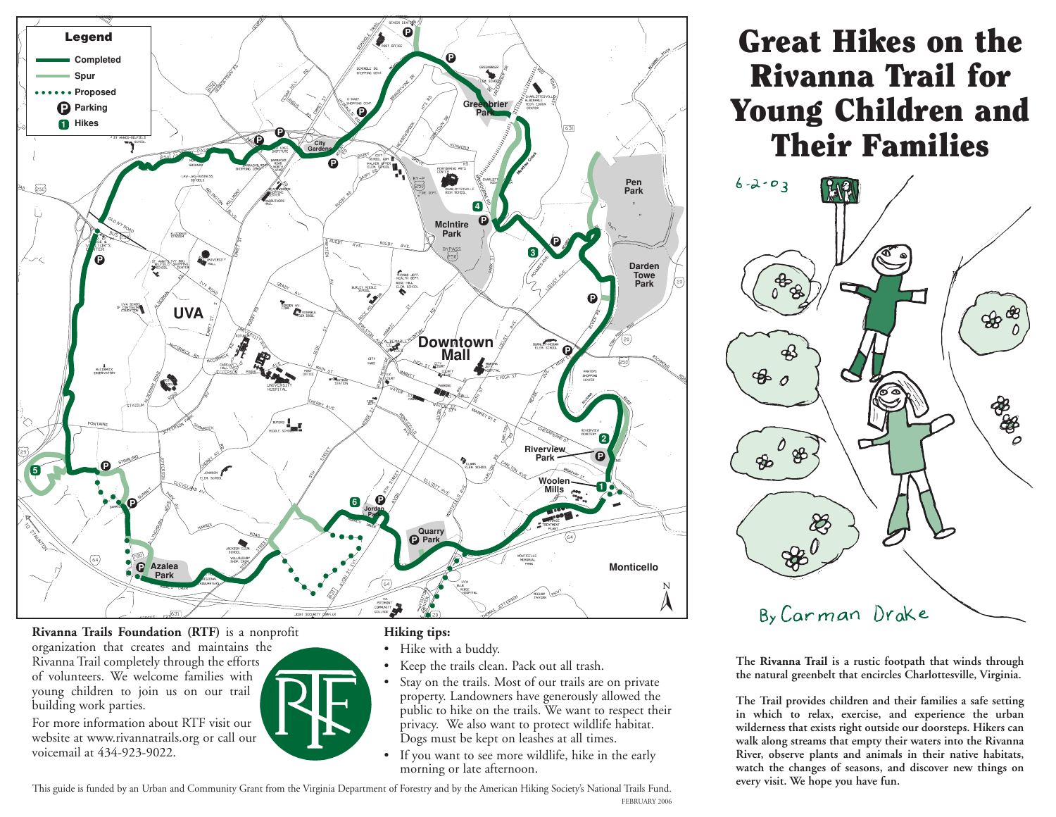# Great Hikes on the Rivanna Trail for Young Children and Their Families

6-2-03

By Carman Drake

**The Rivanna Trail is a rustic footpath that winds through the natural greenbelt that encircles Charlottesville, Virginia.**

**The Trail provides children and their families a safe setting in which to relax, exercise, and experience the urban wilderness that exists right outside our doorsteps. Hikers can walk along streams that empty their waters into the Rivanna River, observe plants and animals in their native habitats, watch the changes of seasons, and discover new things on every visit. We hope you have fun.**

Legend

Completed

Spur

Proposed

Parking

Hikes

**Rivanna Trails Foundation (RTF)** is a nonprofit organization that creates and maintains the Rivanna Trail completely through the efforts of volunteers. We welcome families with young children to join us on our trail building work parties.

For more information about RTF visit our website at www.rivannatrails.org or call our voicemail at 434-923-9022.

RTF

**Hiking tips:**

- Hike with a buddy.
- Keep the trails clean. Pack out all trash.
- Stay on the trails. Most of our trails are on private property. Landowners have generously allowed the public to hike on the trails. We want to respect their privacy. We also want to protect wildlife habitat. Dogs must be kept on leashes at all times.
- If you want to see more wildlife, hike in the early morning or late afternoon.

This guide is funded by an Urban and Community Grant from the Virginia Department of Forestry and by the American Hiking Society's National Trails Fund.

FEBRUARY 2006